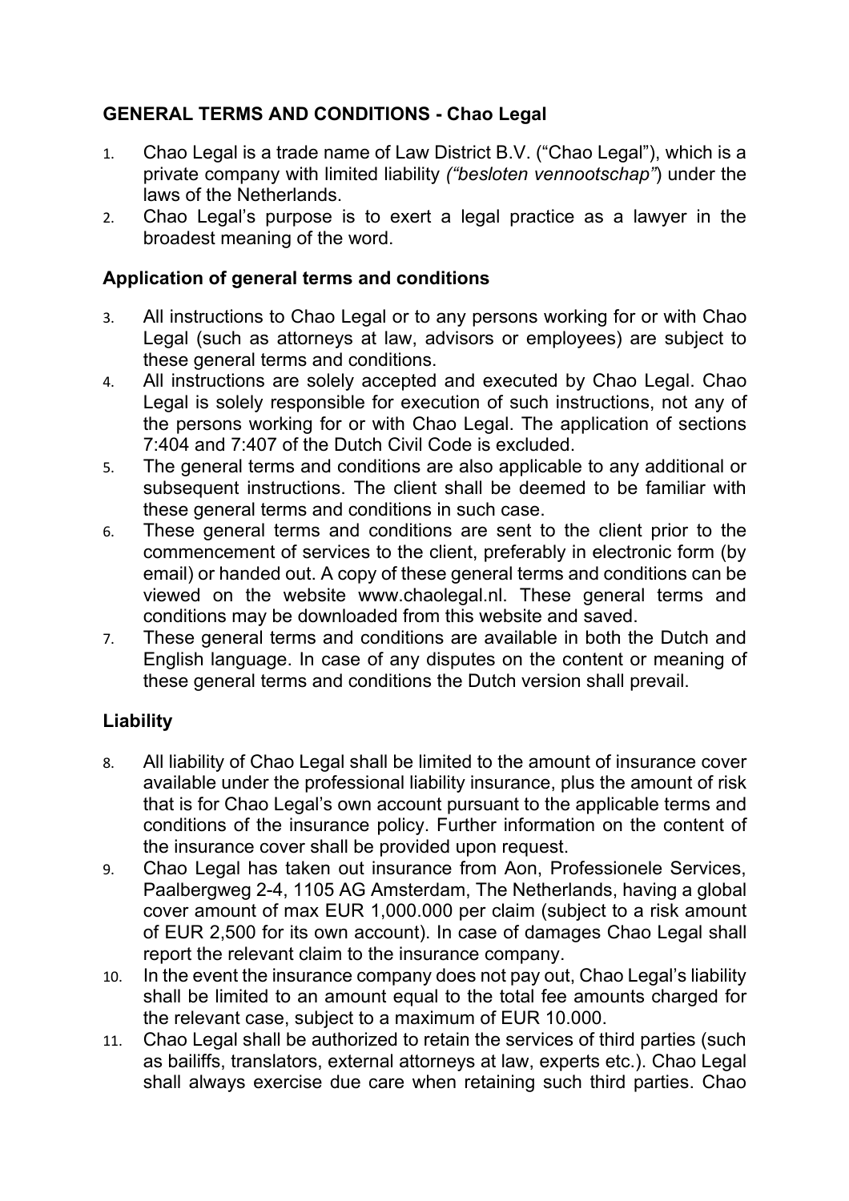## GENERAL TERMS AND CONDITIONS - Chao Legal

1. Chao Legal is a trade name of Law District B.V. ("Chao Legal"), which is a private company with limited liability *("besloten vennootschap"*) under the laws of the Netherlands.
2. Chao Legal's purpose is to exert a legal practice as a lawyer in the broadest meaning of the word.

### Application of general terms and conditions

3. All instructions to Chao Legal or to any persons working for or with Chao Legal (such as attorneys at law, advisors or employees) are subject to these general terms and conditions.
4. All instructions are solely accepted and executed by Chao Legal. Chao Legal is solely responsible for execution of such instructions, not any of the persons working for or with Chao Legal. The application of sections 7:404 and 7:407 of the Dutch Civil Code is excluded.
5. The general terms and conditions are also applicable to any additional or subsequent instructions. The client shall be deemed to be familiar with these general terms and conditions in such case.
6. These general terms and conditions are sent to the client prior to the commencement of services to the client, preferably in electronic form (by email) or handed out. A copy of these general terms and conditions can be viewed on the website www.chaolegal.nl. These general terms and conditions may be downloaded from this website and saved.
7. These general terms and conditions are available in both the Dutch and English language. In case of any disputes on the content or meaning of these general terms and conditions the Dutch version shall prevail.

### Liability

8. All liability of Chao Legal shall be limited to the amount of insurance cover available under the professional liability insurance, plus the amount of risk that is for Chao Legal's own account pursuant to the applicable terms and conditions of the insurance policy. Further information on the content of the insurance cover shall be provided upon request.
9. Chao Legal has taken out insurance from Aon, Professionele Services, Paalbergweg 2-4, 1105 AG Amsterdam, The Netherlands, having a global cover amount of max EUR 1,000.000 per claim (subject to a risk amount of EUR 2,500 for its own account). In case of damages Chao Legal shall report the relevant claim to the insurance company.
10. In the event the insurance company does not pay out, Chao Legal's liability shall be limited to an amount equal to the total fee amounts charged for the relevant case, subject to a maximum of EUR 10.000.
11. Chao Legal shall be authorized to retain the services of third parties (such as bailiffs, translators, external attorneys at law, experts etc.). Chao Legal shall always exercise due care when retaining such third parties. Chao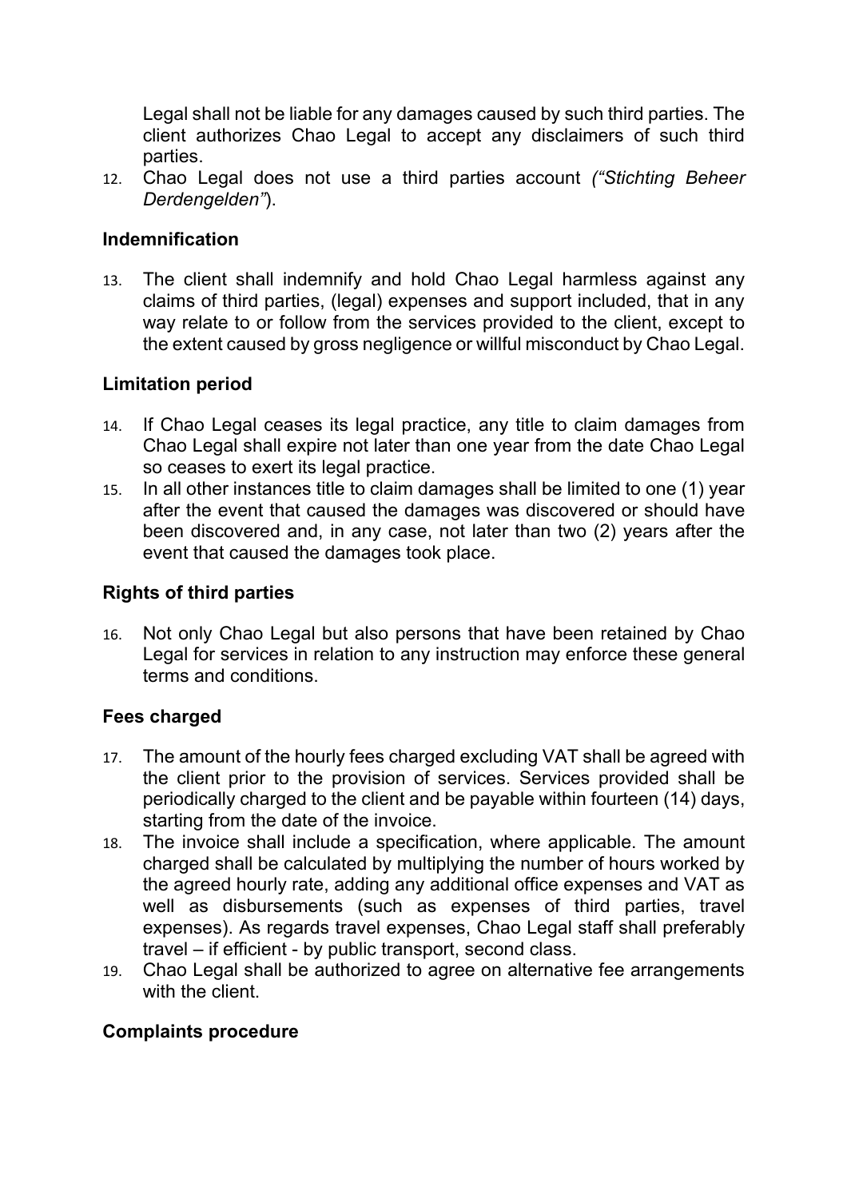Legal shall not be liable for any damages caused by such third parties. The client authorizes Chao Legal to accept any disclaimers of such third parties.

12. Chao Legal does not use a third parties account *("Stichting Beheer Derdengelden")*.

**Indemnification**

13. The client shall indemnify and hold Chao Legal harmless against any claims of third parties, (legal) expenses and support included, that in any way relate to or follow from the services provided to the client, except to the extent caused by gross negligence or willful misconduct by Chao Legal.

**Limitation period**

14. If Chao Legal ceases its legal practice, any title to claim damages from Chao Legal shall expire not later than one year from the date Chao Legal so ceases to exert its legal practice.
15. In all other instances title to claim damages shall be limited to one (1) year after the event that caused the damages was discovered or should have been discovered and, in any case, not later than two (2) years after the event that caused the damages took place.

**Rights of third parties**

16. Not only Chao Legal but also persons that have been retained by Chao Legal for services in relation to any instruction may enforce these general terms and conditions.

**Fees charged**

17. The amount of the hourly fees charged excluding VAT shall be agreed with the client prior to the provision of services. Services provided shall be periodically charged to the client and be payable within fourteen (14) days, starting from the date of the invoice.
18. The invoice shall include a specification, where applicable. The amount charged shall be calculated by multiplying the number of hours worked by the agreed hourly rate, adding any additional office expenses and VAT as well as disbursements (such as expenses of third parties, travel expenses). As regards travel expenses, Chao Legal staff shall preferably travel – if efficient - by public transport, second class.
19. Chao Legal shall be authorized to agree on alternative fee arrangements with the client.

**Complaints procedure**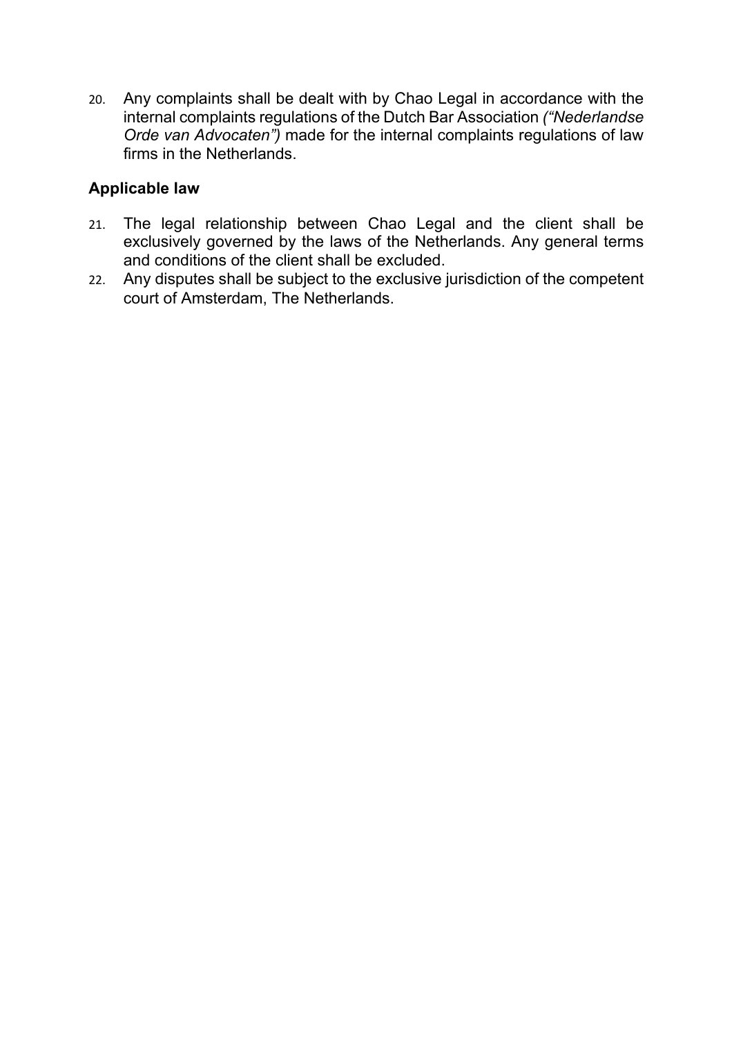20. Any complaints shall be dealt with by Chao Legal in accordance with the internal complaints regulations of the Dutch Bar Association *("Nederlandse Orde van Advocaten")* made for the internal complaints regulations of law firms in the Netherlands.

## Applicable law

21. The legal relationship between Chao Legal and the client shall be exclusively governed by the laws of the Netherlands. Any general terms and conditions of the client shall be excluded.
22. Any disputes shall be subject to the exclusive jurisdiction of the competent court of Amsterdam, The Netherlands.